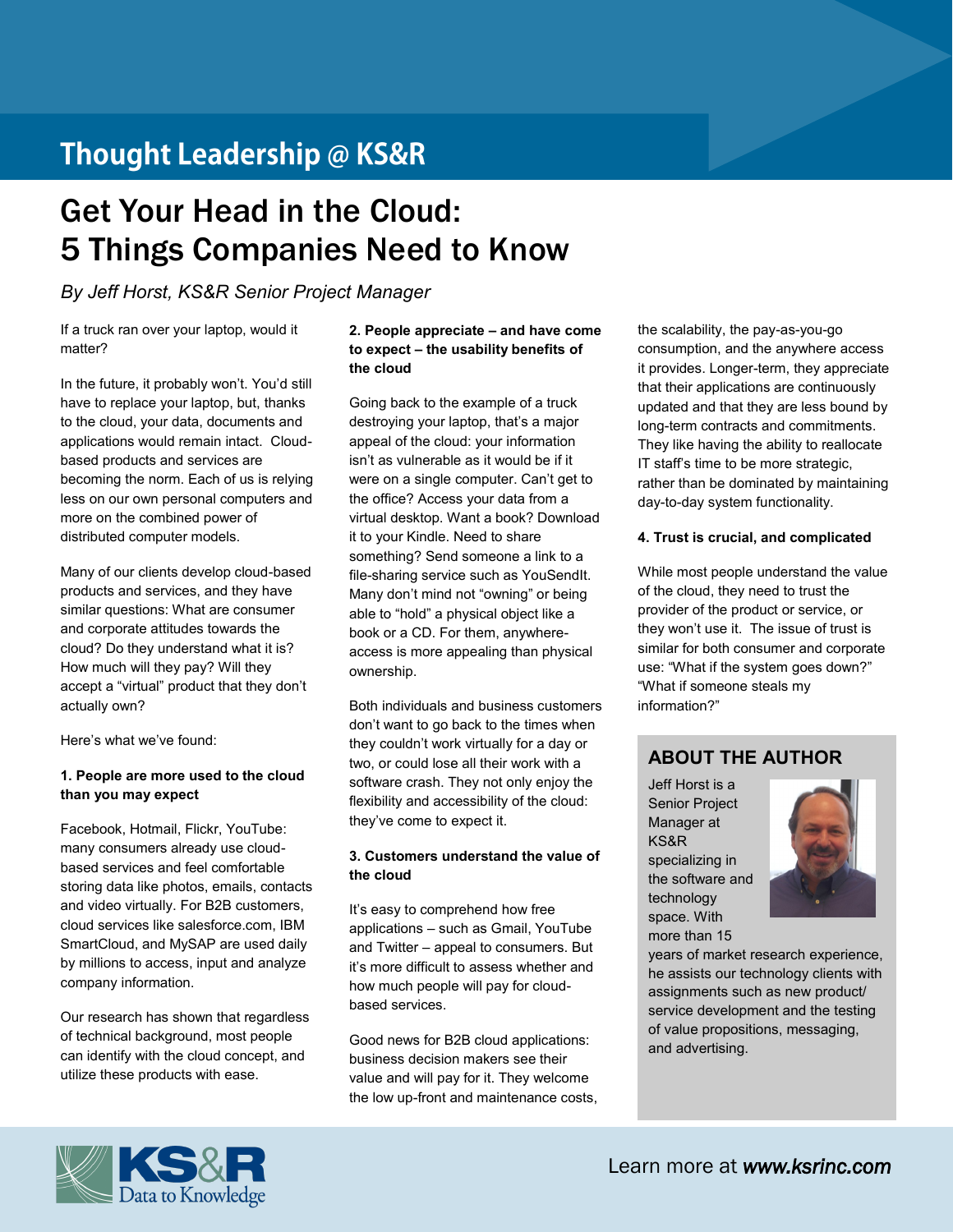Thought Leadership @ KS&R

# Get Your Head in the Cloud: 5 Things Companies Need to Know

*By Jeff Horst, KS&R Senior Project Manager*

If a truck ran over your laptop, would it matter?

In the future, it probably won't. You'd still have to replace your laptop, but, thanks to the cloud, your data, documents and applications would remain intact. Cloud-based products and services are becoming the norm. Each of us is relying less on our own personal computers and more on the combined power of distributed computer models.

Many of our clients develop cloud-based products and services, and they have similar questions: What are consumer and corporate attitudes towards the cloud? Do they understand what it is? How much will they pay? Will they accept a "virtual" product that they don't actually own?

Here's what we've found:

**1. People are more used to the cloud than you may expect**

Facebook, Hotmail, Flickr, YouTube: many consumers already use cloud-based services and feel comfortable storing data like photos, emails, contacts and video virtually. For B2B customers, cloud services like salesforce.com, IBM SmartCloud, and MySAP are used daily by millions to access, input and analyze company information.

Our research has shown that regardless of technical background, most people can identify with the cloud concept, and utilize these products with ease.

**2. People appreciate – and have come to expect – the usability benefits of the cloud**

Going back to the example of a truck destroying your laptop, that's a major appeal of the cloud: your information isn't as vulnerable as it would be if it were on a single computer. Can't get to the office? Access your data from a virtual desktop. Want a book? Download it to your Kindle. Need to share something? Send someone a link to a file-sharing service such as YouSendIt. Many don't mind not "owning" or being able to "hold" a physical object like a book or a CD. For them, anywhere-access is more appealing than physical ownership.

Both individuals and business customers don't want to go back to the times when they couldn't work virtually for a day or two, or could lose all their work with a software crash. They not only enjoy the flexibility and accessibility of the cloud: they've come to expect it.

**3. Customers understand the value of the cloud**

It's easy to comprehend how free applications – such as Gmail, YouTube and Twitter – appeal to consumers. But it's more difficult to assess whether and how much people will pay for cloud-based services.

Good news for B2B cloud applications: business decision makers see their value and will pay for it. They welcome the low up-front and maintenance costs, the scalability, the pay-as-you-go consumption, and the anywhere access it provides. Longer-term, they appreciate that their applications are continuously updated and that they are less bound by long-term contracts and commitments. They like having the ability to reallocate IT staff's time to be more strategic, rather than be dominated by maintaining day-to-day system functionality.

**4. Trust is crucial, and complicated**

While most people understand the value of the cloud, they need to trust the provider of the product or service, or they won't use it. The issue of trust is similar for both consumer and corporate use: "What if the system goes down?" "What if someone steals my information?"

## ABOUT THE AUTHOR

Jeff Horst is a Senior Project Manager at KS&R specializing in the software and technology space. With more than 15 years of market research experience, he assists our technology clients with assignments such as new product/ service development and the testing of value propositions, messaging, and advertising.

KS&R Data to Knowledge

Learn more at ***www.ksrinc.com***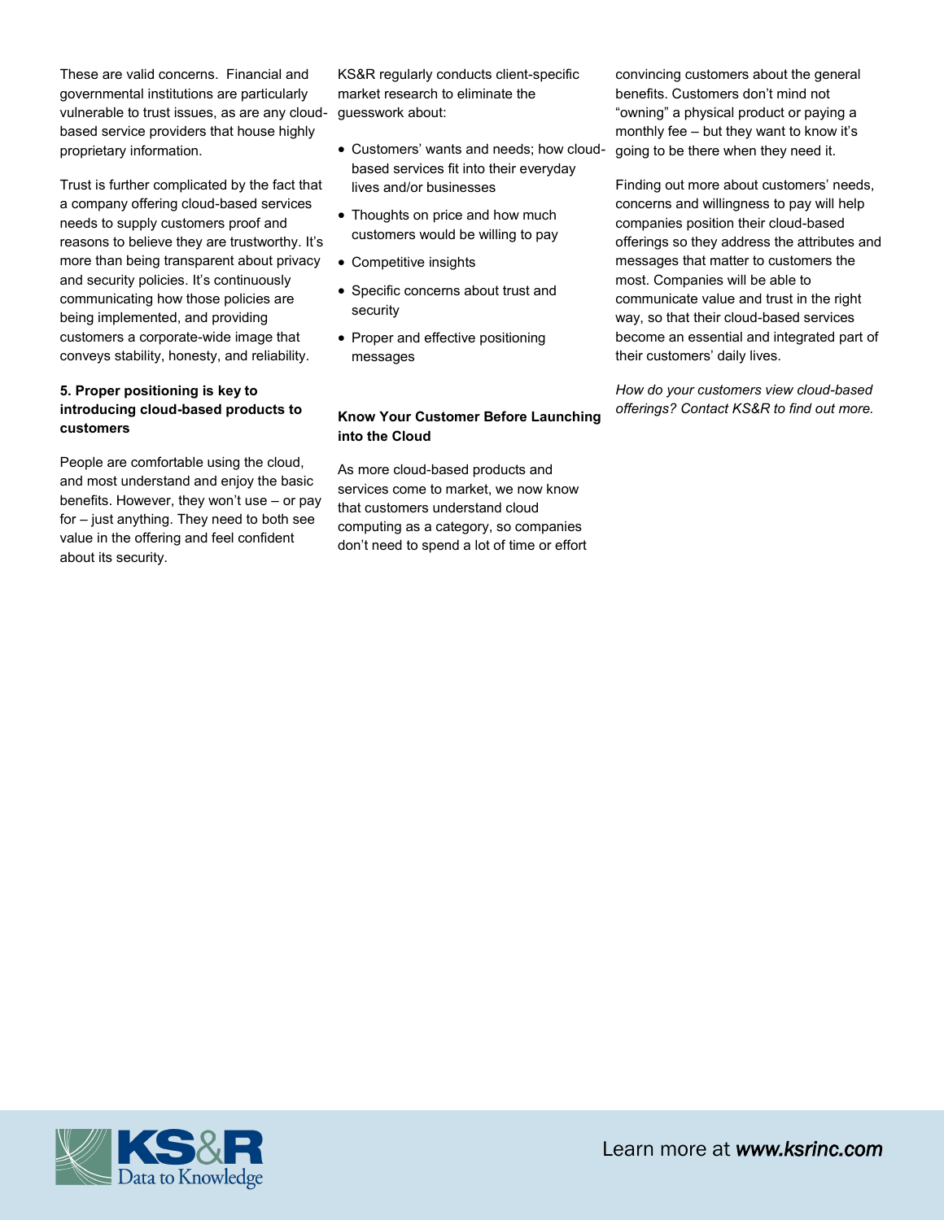These are valid concerns. Financial and governmental institutions are particularly vulnerable to trust issues, as are any cloud-based service providers that house highly proprietary information.

Trust is further complicated by the fact that a company offering cloud-based services needs to supply customers proof and reasons to believe they are trustworthy. It's more than being transparent about privacy and security policies. It's continuously communicating how those policies are being implemented, and providing customers a corporate-wide image that conveys stability, honesty, and reliability.

**5. Proper positioning is key to introducing cloud-based products to customers**

People are comfortable using the cloud, and most understand and enjoy the basic benefits. However, they won't use – or pay for – just anything. They need to both see value in the offering and feel confident about its security.

KS&R regularly conducts client-specific market research to eliminate the guesswork about:

- Customers' wants and needs; how cloud-based services fit into their everyday lives and/or businesses
- Thoughts on price and how much customers would be willing to pay
- Competitive insights
- Specific concerns about trust and security
- Proper and effective positioning messages

**Know Your Customer Before Launching into the Cloud**

As more cloud-based products and services come to market, we now know that customers understand cloud computing as a category, so companies don't need to spend a lot of time or effort convincing customers about the general benefits. Customers don't mind not "owning" a physical product or paying a monthly fee – but they want to know it's going to be there when they need it.

Finding out more about customers' needs, concerns and willingness to pay will help companies position their cloud-based offerings so they address the attributes and messages that matter to customers the most. Companies will be able to communicate value and trust in the right way, so that their cloud-based services become an essential and integrated part of their customers' daily lives.

*How do your customers view cloud-based offerings? Contact KS&R to find out more.*

KS&R Data to Knowledge

Learn more at *www.ksrinc.com*